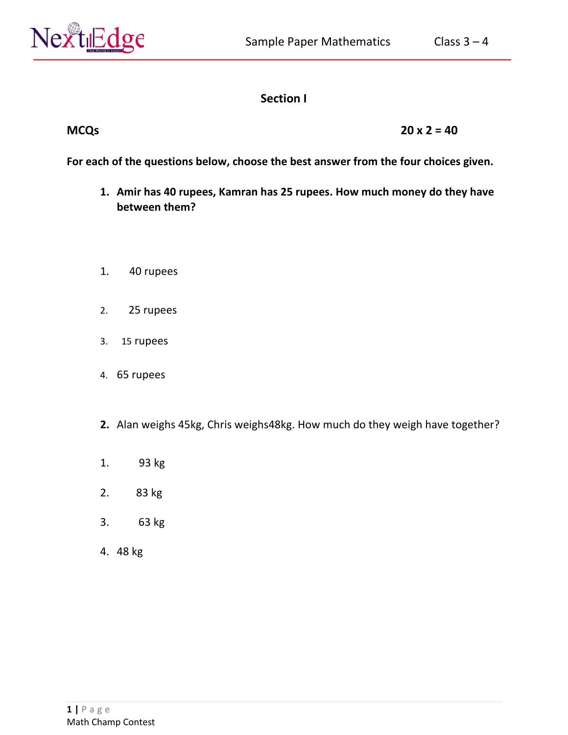## Section I

**MCQs** **20 x 2 = 40**

**For each of the questions below, choose the best answer from the four choices given.**

**1. Amir has 40 rupees, Kamran has 25 rupees. How much money do they have between them?**

1. 40 rupees
2. 25 rupees
3. 15 rupees
4. 65 rupees

**2.** Alan weighs 45kg, Chris weighs48kg. How much do they weigh have together?

1. 93 kg
2. 83 kg
3. 63 kg
4. 48 kg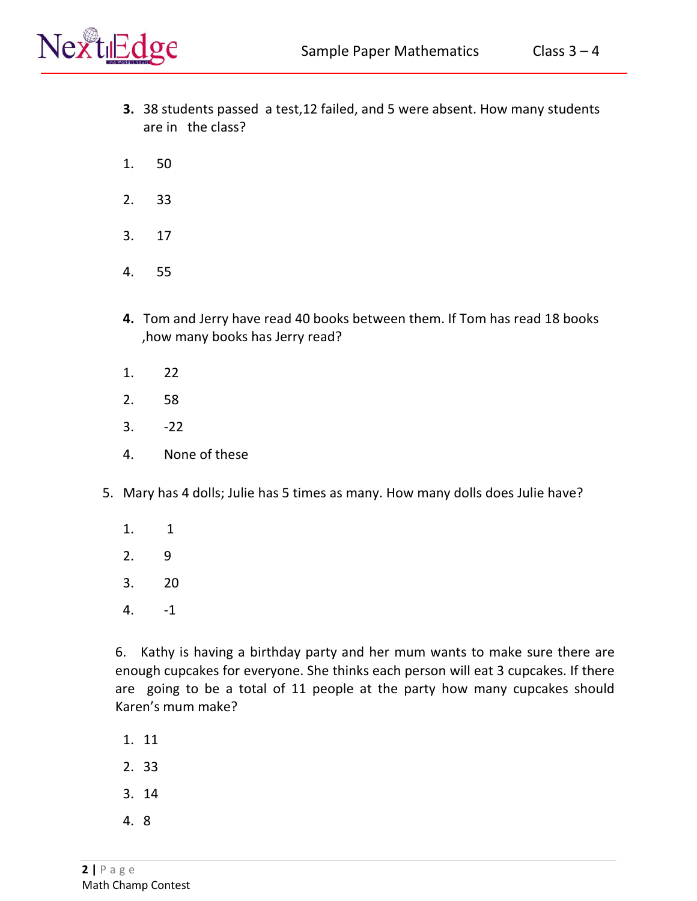**3.** 38 students passed a test,12 failed, and 5 were absent. How many students are in the class?

1. 50
2. 33
3. 17
4. 55

**4.** Tom and Jerry have read 40 books between them. If Tom has read 18 books ,how many books has Jerry read?

1. 22
2. 58
3. -22
4. None of these

5. Mary has 4 dolls; Julie has 5 times as many. How many dolls does Julie have?

1. 1
2. 9
3. 20
4. -1

6. Kathy is having a birthday party and her mum wants to make sure there are enough cupcakes for everyone. She thinks each person will eat 3 cupcakes. If there are going to be a total of 11 people at the party how many cupcakes should Karen's mum make?

1. 11
2. 33
3. 14
4. 8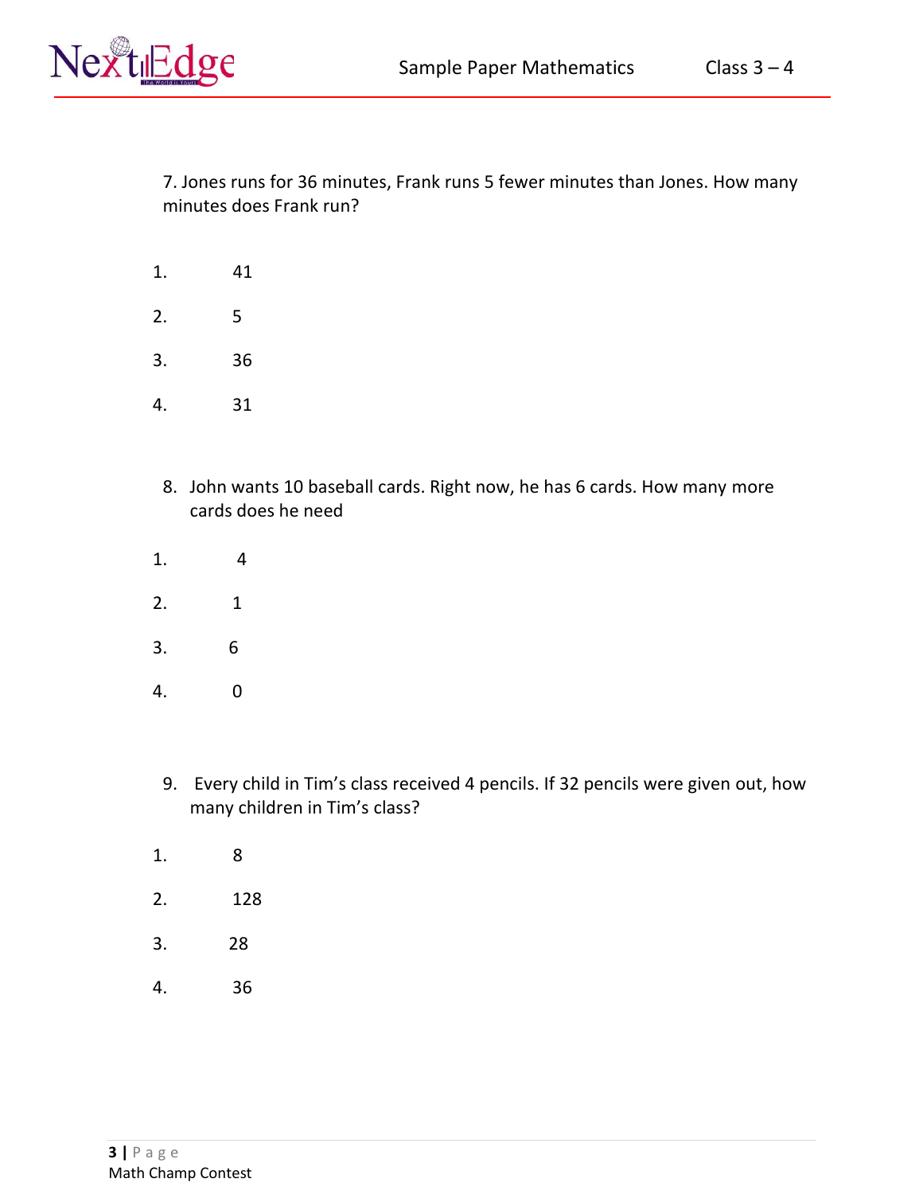7. Jones runs for 36 minutes, Frank runs 5 fewer minutes than Jones. How many minutes does Frank run?

1. 41
2. 5
3. 36
4. 31

8. John wants 10 baseball cards. Right now, he has 6 cards. How many more cards does he need

1. 4
2. 1
3. 6
4. 0

9. Every child in Tim's class received 4 pencils. If 32 pencils were given out, how many children in Tim's class?

1. 8
2. 128
3. 28
4. 36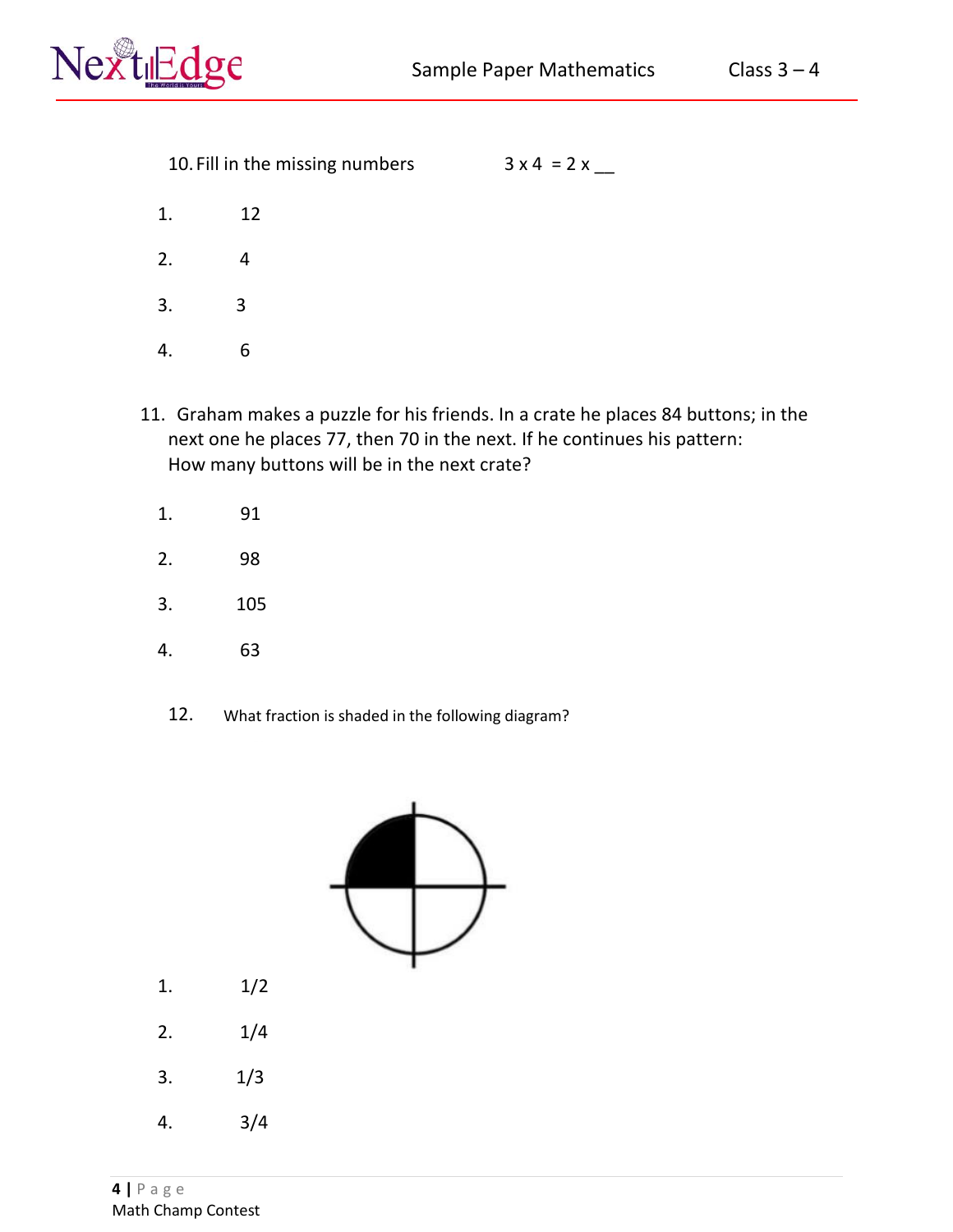10. Fill in the missing numbers $3 \times 4 = 2 \times$ __

1. 12
2. 4
3. 3
4. 6

11. Graham makes a puzzle for his friends. In a crate he places 84 buttons; in the next one he places 77, then 70 in the next. If he continues his pattern: How many buttons will be in the next crate?

1. 91
2. 98
3. 105
4. 63

12. What fraction is shaded in the following diagram?

1. 1/2
2. 1/4
3. 1/3
4. 3/4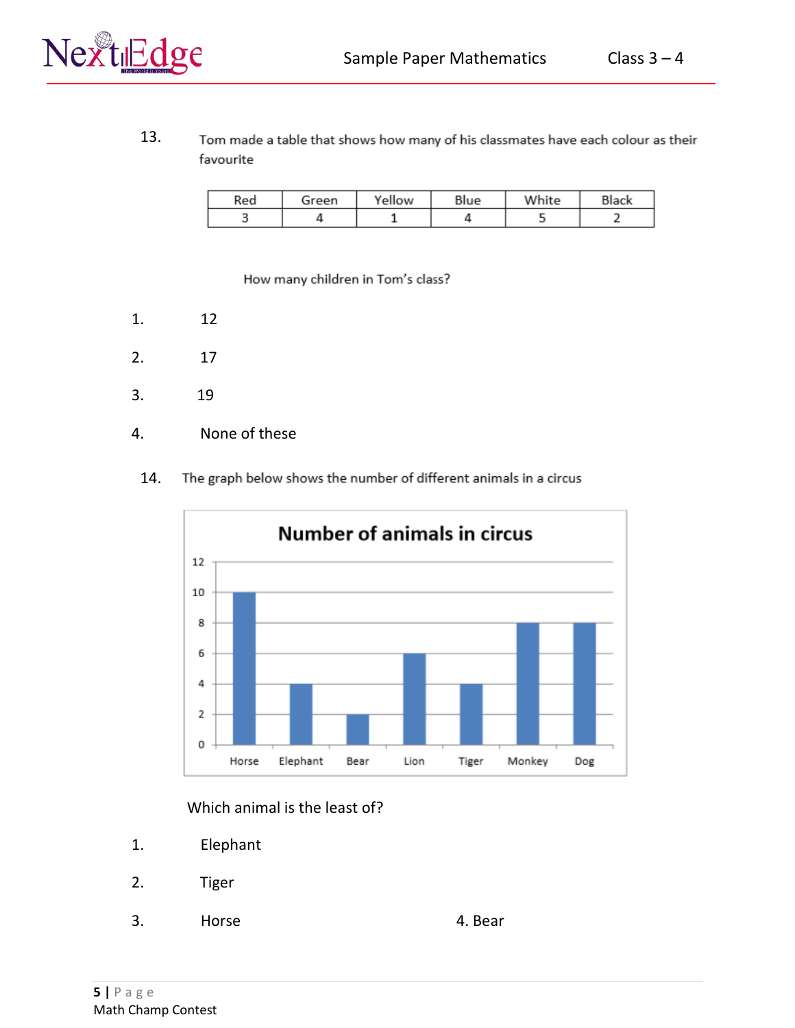13. Tom made a table that shows how many of his classmates have each colour as their favourite

| Red | Green | Yellow | Blue | White | Black |
|---|---|---|---|---|---|
| 3 | 4 | 1 | 4 | 5 | 2 |

How many children in Tom's class?

1. 12
2. 17
3. 19
4. None of these

14. The graph below shows the number of different animals in a circus

**Number of animals in circus**

| Horse | Elephant | Bear | Lion | Tiger | Monkey | Dog |
|---|---|---|---|---|---|---|
| 10 | 4 | 2 | 6 | 4 | 8 | 8 |

Which animal is the least of?

1. Elephant
2. Tiger
3. Horse
4. Bear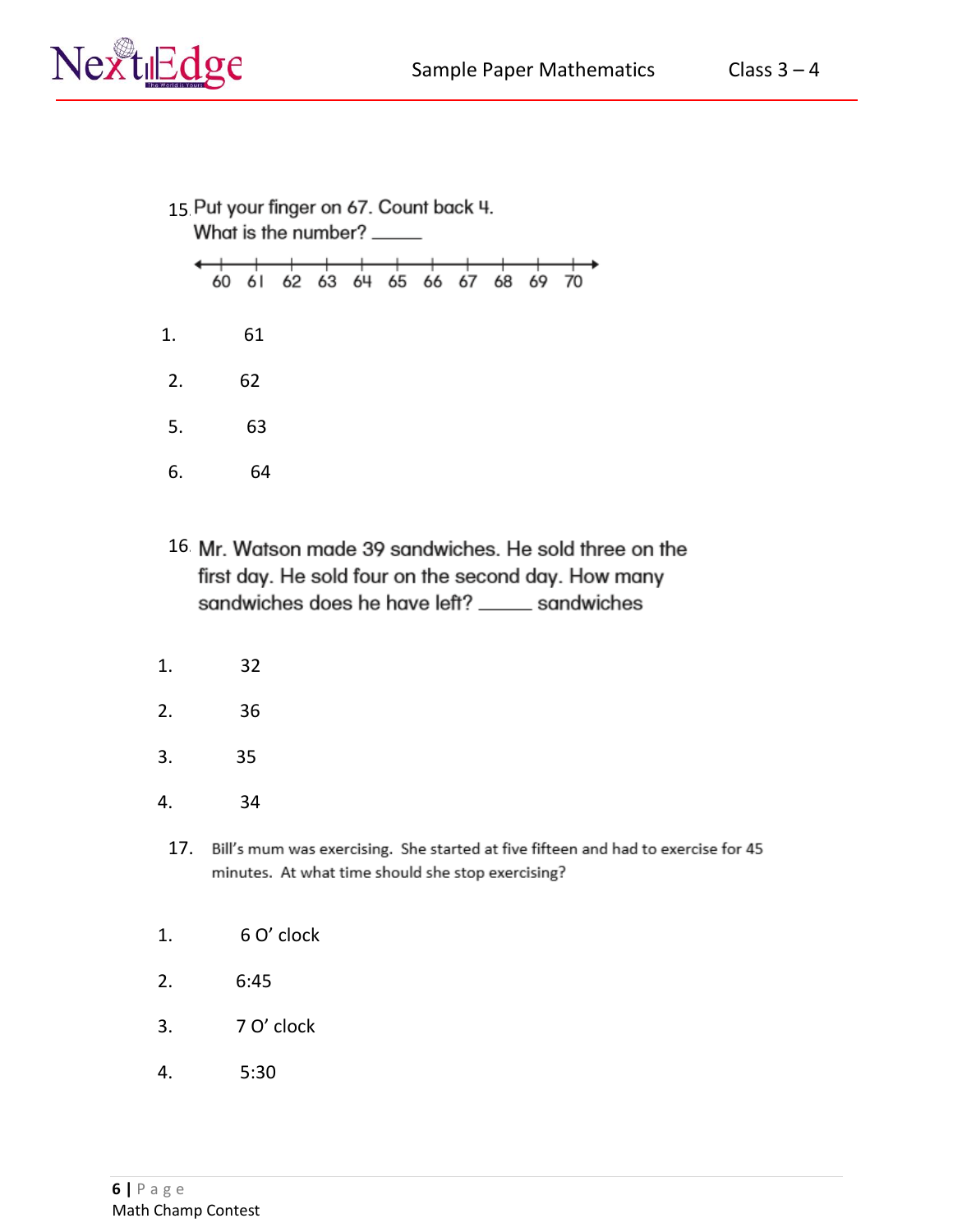15. Put your finger on 67. Count back 4.
What is the number? _____

60 61 62 63 64 65 66 67 68 69 70

1. 61
2. 62
5. 63
6. 64

16. Mr. Watson made 39 sandwiches. He sold three on the first day. He sold four on the second day. How many sandwiches does he have left? _____ sandwiches

1. 32
2. 36
3. 35
4. 34

17. Bill's mum was exercising. She started at five fifteen and had to exercise for 45 minutes. At what time should she stop exercising?

1. 6 O' clock
2. 6:45
3. 7 O' clock
4. 5:30

Math Champ Contest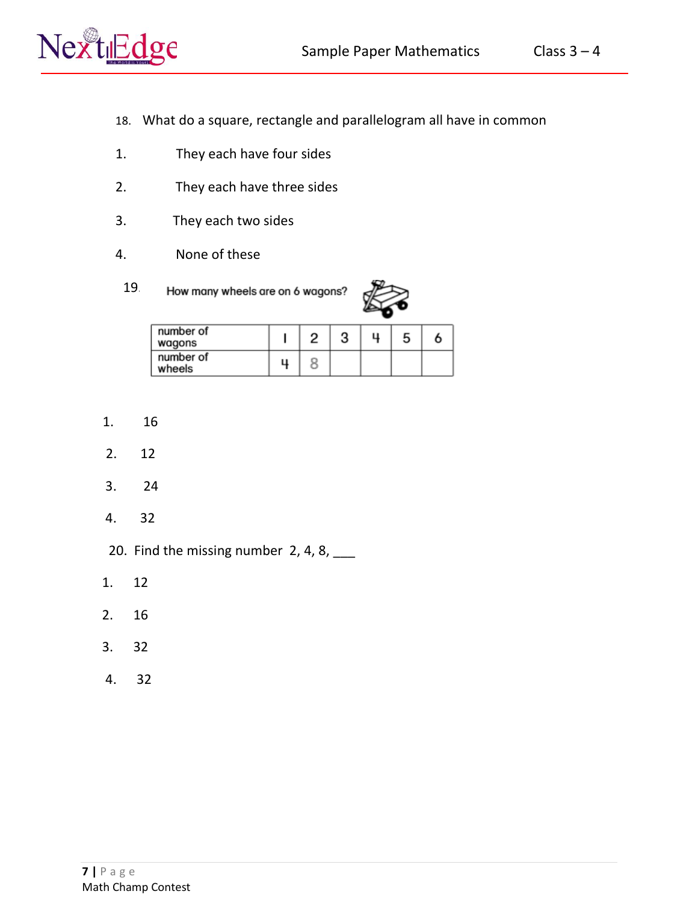18. What do a square, rectangle and parallelogram all have in common

1. They each have four sides
2. They each have three sides
3. They each two sides
4. None of these

19. How many wheels are on 6 wagons?

| number of wagons | 1 | 2 | 3 | 4 | 5 | 6 |
|---|---|---|---|---|---|---|
| number of wheels | 4 | 8 | | | | |

1. 16
2. 12
3. 24
4. 32

20. Find the missing number 2, 4, 8, ___

1. 12
2. 16
3. 32
4. 32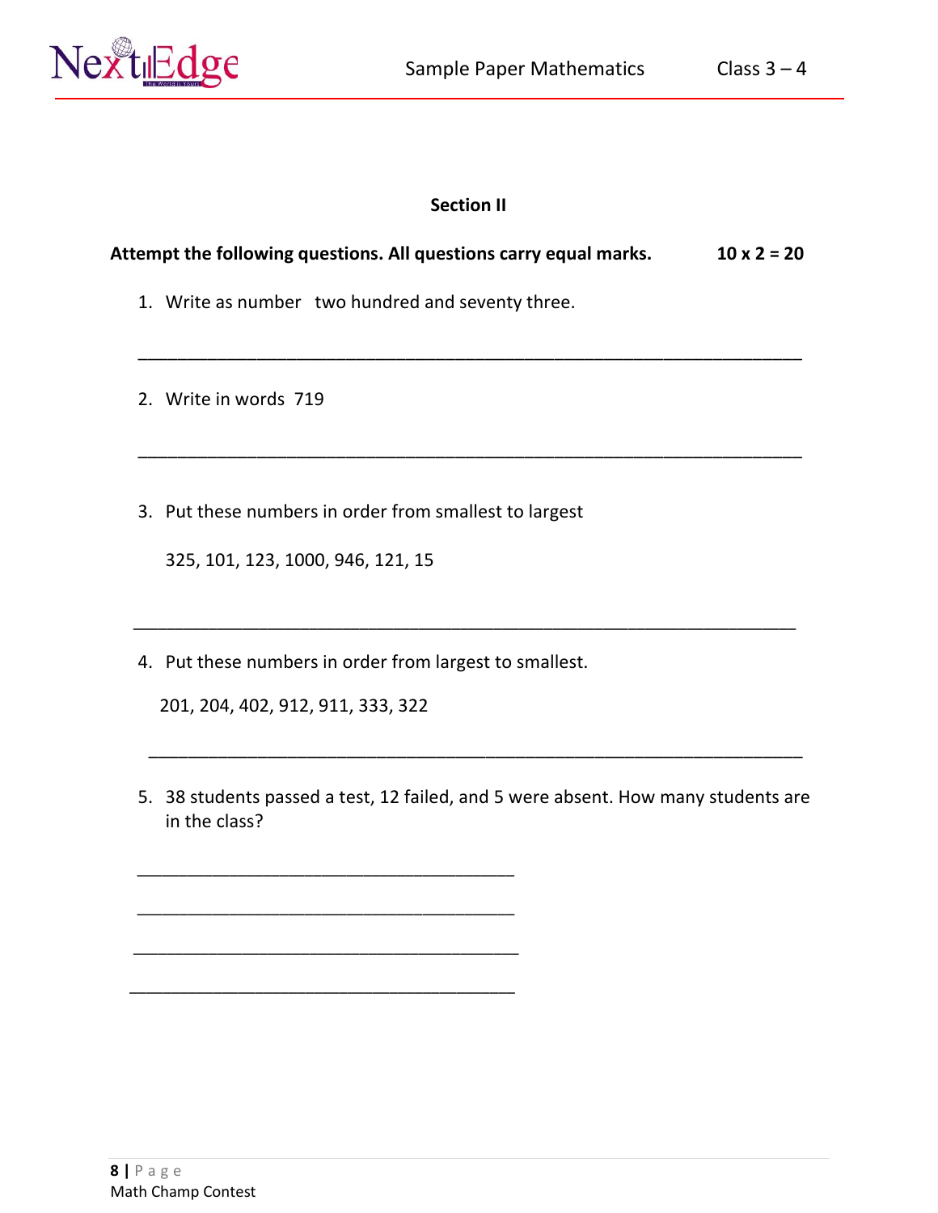## Section II

**Attempt the following questions. All questions carry equal marks. 10 x 2 = 20**

1. Write as number two hundred and seventy three.

_______________________________________________________________

2. Write in words 719

_______________________________________________________________

3. Put these numbers in order from smallest to largest

   325, 101, 123, 1000, 946, 121, 15

_______________________________________________________________

4. Put these numbers in order from largest to smallest.

   201, 204, 402, 912, 911, 333, 322

_______________________________________________________________

5. 38 students passed a test, 12 failed, and 5 were absent. How many students are in the class?

____________________________________

____________________________________

____________________________________

____________________________________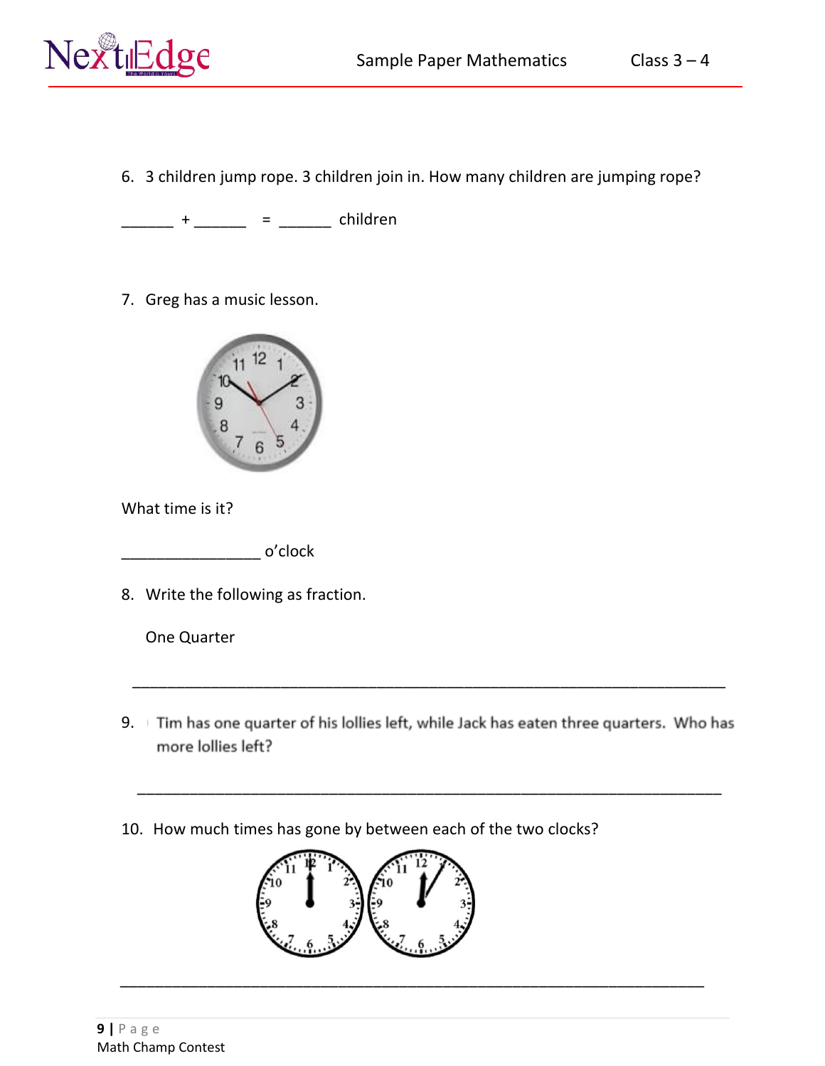6. 3 children jump rope. 3 children join in. How many children are jumping rope?

______ + ______ = ______ children

7. Greg has a music lesson.

What time is it?

________________ o'clock

8. Write the following as fraction.

   One Quarter

   ____________________________________________________________________

9. Tim has one quarter of his lollies left, while Jack has eaten three quarters. Who has more lollies left?

   ____________________________________________________________________

10. How much times has gone by between each of the two clocks?

____________________________________________________________________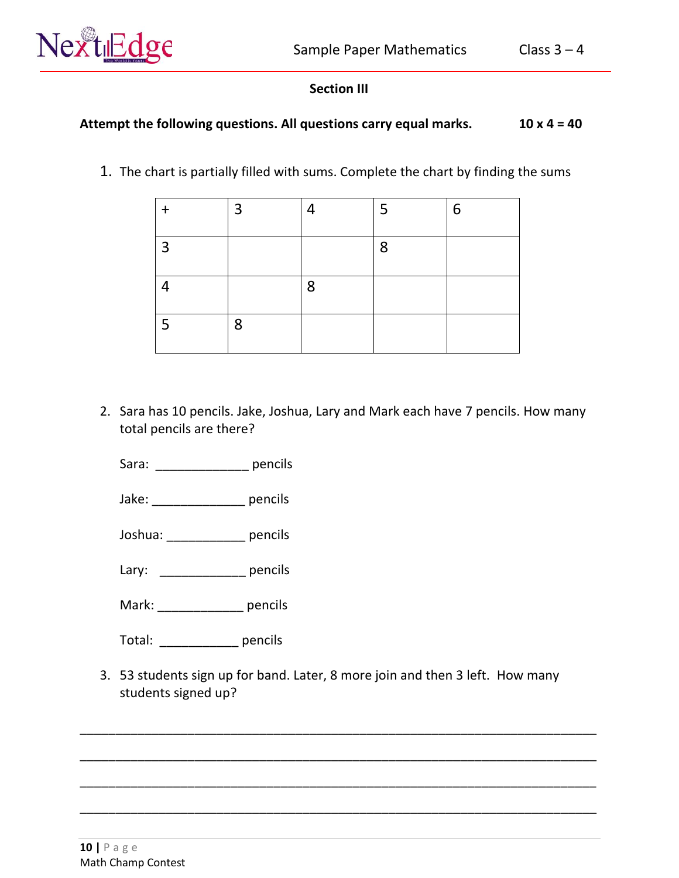**Section III**

**Attempt the following questions. All questions carry equal marks. 10 x 4 = 40**

1. The chart is partially filled with sums. Complete the chart by finding the sums

| + | 3 | 4 | 5 | 6 |
|---|---|---|---|---|
| 3 | | | 8 | |
| 4 | | 8 | | |
| 5 | 8 | | | |

2. Sara has 10 pencils. Jake, Joshua, Lary and Mark each have 7 pencils. How many total pencils are there?

   Sara: _____________ pencils

   Jake: _____________ pencils

   Joshua: ___________ pencils

   Lary: ____________ pencils

   Mark: ____________ pencils

   Total: ___________ pencils

3. 53 students sign up for band. Later, 8 more join and then 3 left. How many students signed up?

_______________________________________________________________________

_______________________________________________________________________

_______________________________________________________________________

_______________________________________________________________________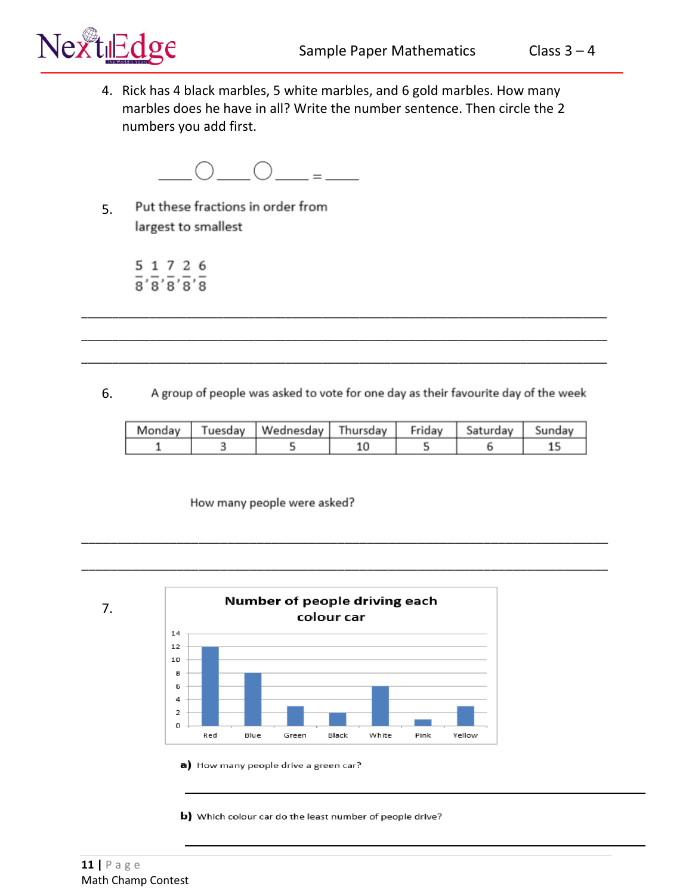4. Rick has 4 black marbles, 5 white marbles, and 6 gold marbles. How many marbles does he have in all? Write the number sentence. Then circle the 2 numbers you add first.

____ ◯ ____ ◯ ____ = ____

5. Put these fractions in order from largest to smallest

$\frac{5}{8}, \frac{1}{8}, \frac{7}{8}, \frac{2}{8}, \frac{6}{8}$

_______________________________________________________________

_______________________________________________________________

_______________________________________________________________

6. A group of people was asked to vote for one day as their favourite day of the week

| Monday | Tuesday | Wednesday | Thursday | Friday | Saturday | Sunday |
|---|---|---|---|---|---|---|
| 1 | 3 | 5 | 10 | 5 | 6 | 15 |

How many people were asked?

_______________________________________________________________

_______________________________________________________________

7.

**Number of people driving each colour car**

| Colour | Red | Blue | Green | Black | White | Pink | Yellow |
|---|---|---|---|---|---|---|---|
| Number of people | 12 | 8 | 3 | 2 | 6 | 1 | 3 |

**a)** How many people drive a green car?

_______________________________________________________________

**b)** Which colour car do the least number of people drive?

_______________________________________________________________

Math Champ Contest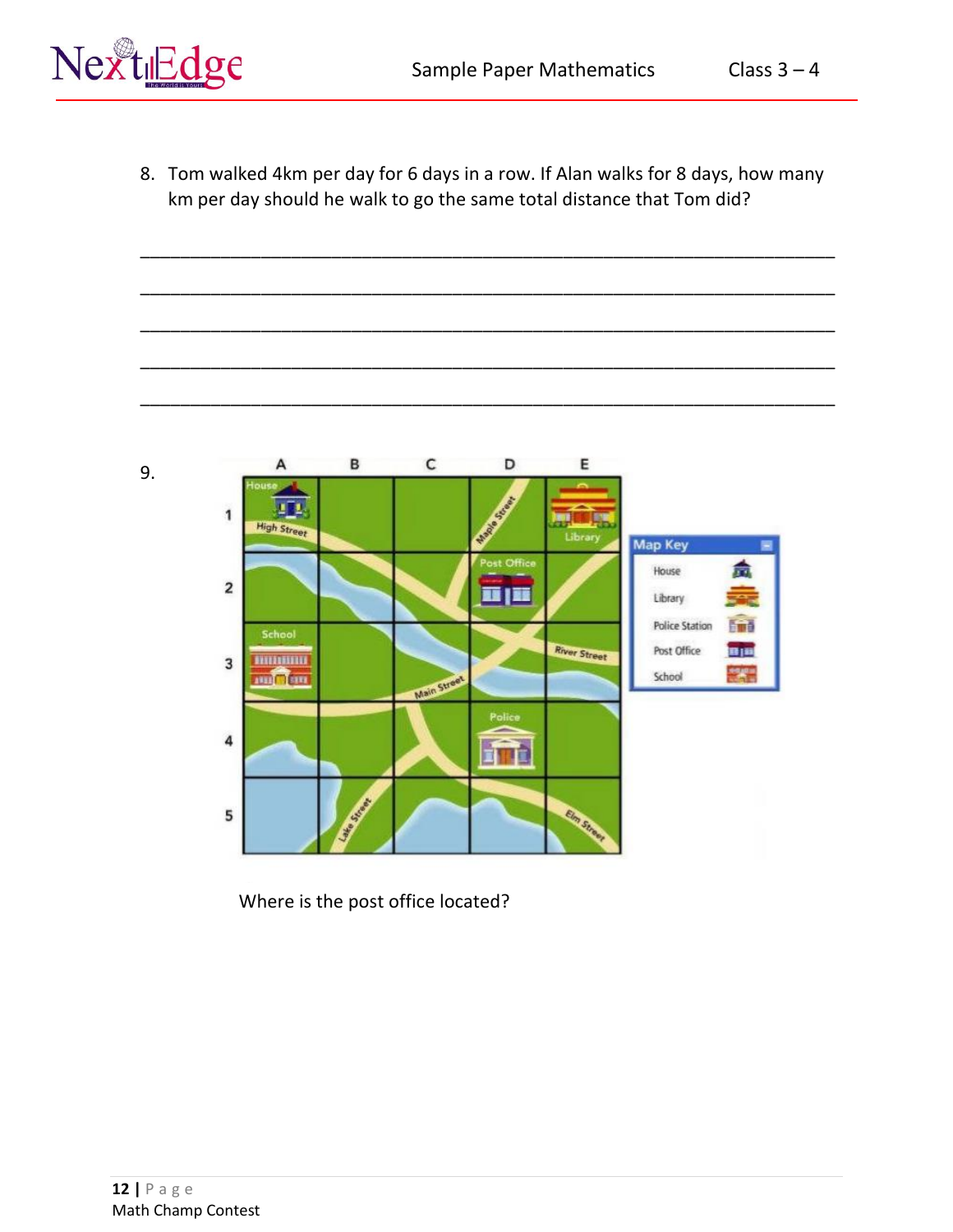8. Tom walked 4km per day for 6 days in a row. If Alan walks for 8 days, how many km per day should he walk to go the same total distance that Tom did?

_______________________________________________________________________

_______________________________________________________________________

_______________________________________________________________________

_______________________________________________________________________

_______________________________________________________________________

9.

Where is the post office located?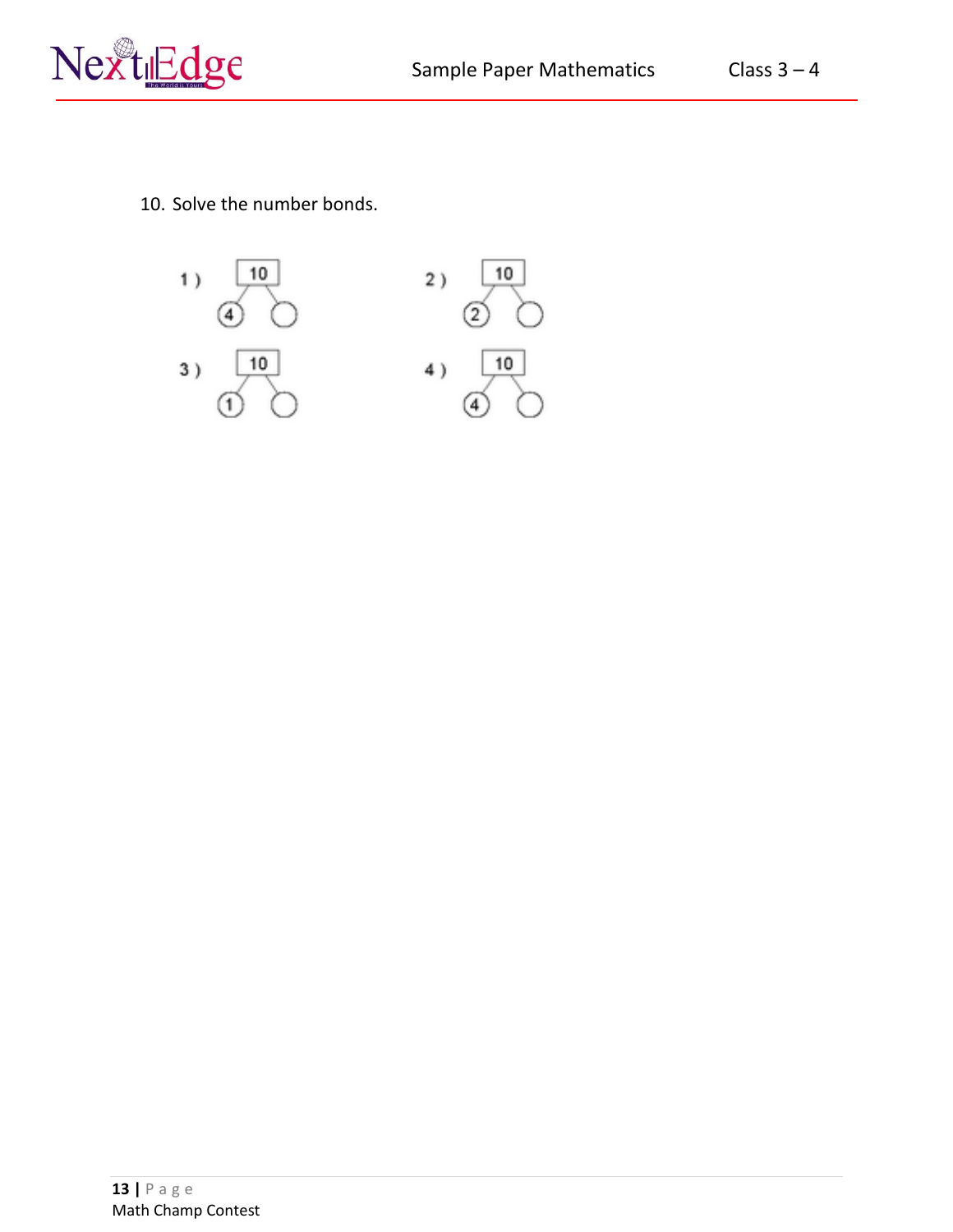10. Solve the number bonds.

1 ) 10 → 4, ◯

2 ) 10 → 2, ◯

3 ) 10 → 1, ◯

4 ) 10 → 4, ◯